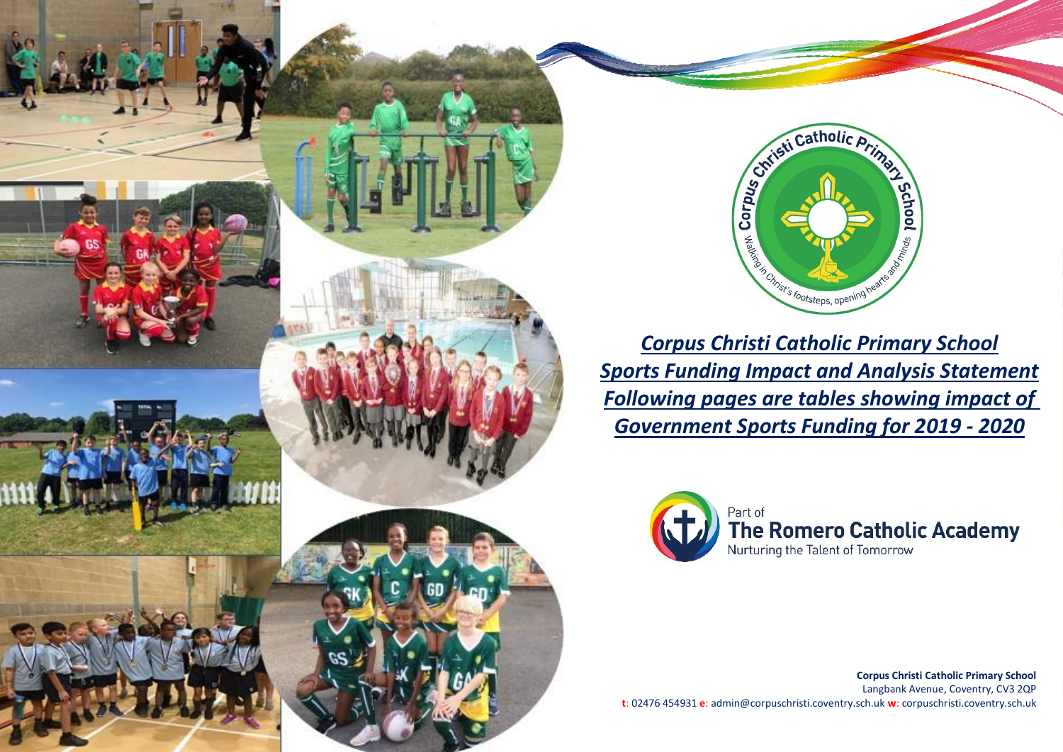# *Corpus Christi Catholic Primary School*

## *Sports Funding Impact and Analysis Statement*

## *Following pages are tables showing impact of Government Sports Funding for 2019 - 2020*

Part of
**The Romero Catholic Academy**
Nurturing the Talent of Tomorrow

**Corpus Christi Catholic Primary School**
Langbank Avenue, Coventry, CV3 2QP
**t**: 02476 454931 **e**: admin@corpuschristi.coventry.sch.uk **w**: corpuschristi.coventry.sch.uk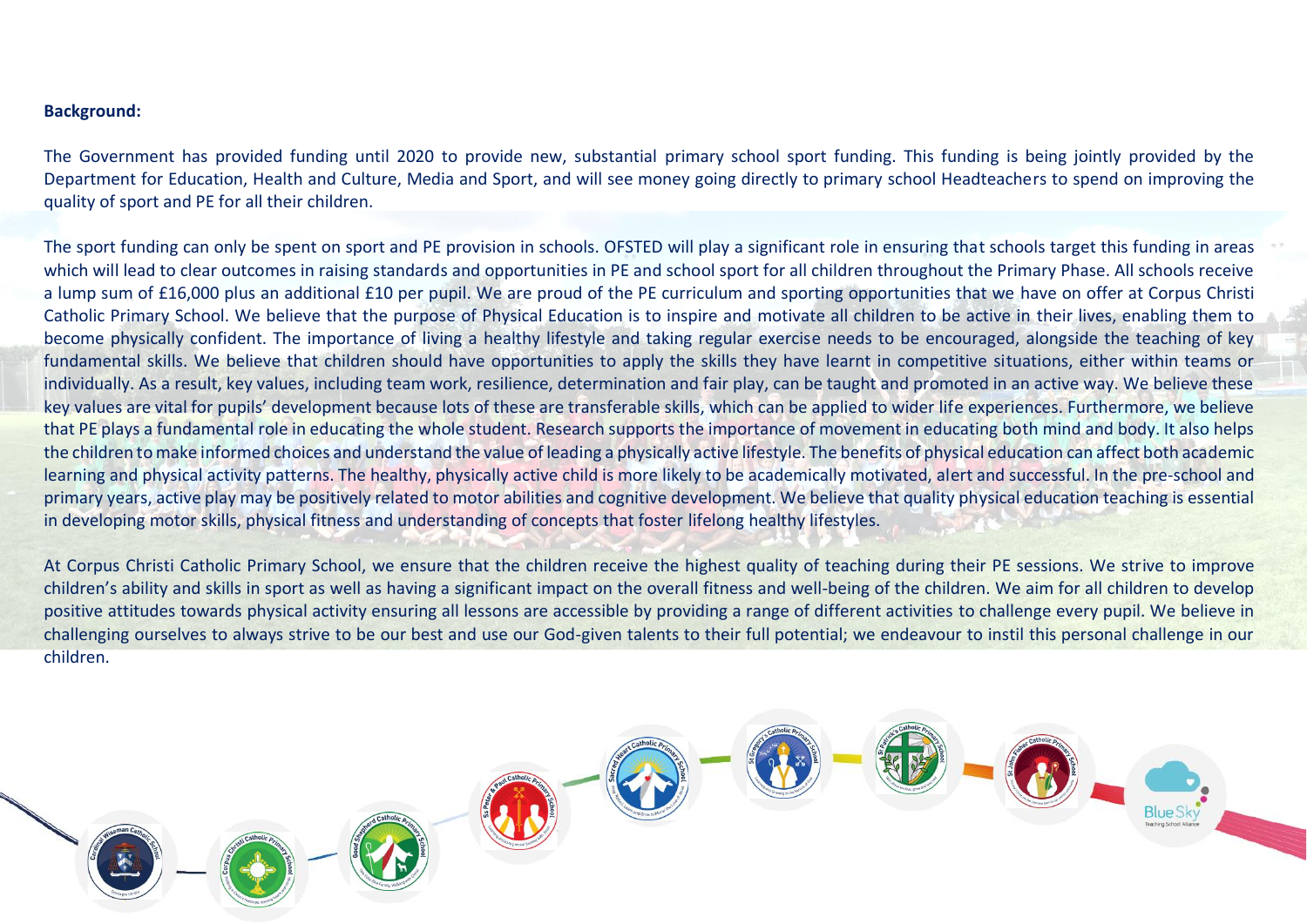**Background:**

The Government has provided funding until 2020 to provide new, substantial primary school sport funding. This funding is being jointly provided by the Department for Education, Health and Culture, Media and Sport, and will see money going directly to primary school Headteachers to spend on improving the quality of sport and PE for all their children.

The sport funding can only be spent on sport and PE provision in schools. OFSTED will play a significant role in ensuring that schools target this funding in areas which will lead to clear outcomes in raising standards and opportunities in PE and school sport for all children throughout the Primary Phase. All schools receive a lump sum of £16,000 plus an additional £10 per pupil. We are proud of the PE curriculum and sporting opportunities that we have on offer at Corpus Christi Catholic Primary School. We believe that the purpose of Physical Education is to inspire and motivate all children to be active in their lives, enabling them to become physically confident. The importance of living a healthy lifestyle and taking regular exercise needs to be encouraged, alongside the teaching of key fundamental skills. We believe that children should have opportunities to apply the skills they have learnt in competitive situations, either within teams or individually. As a result, key values, including team work, resilience, determination and fair play, can be taught and promoted in an active way. We believe these key values are vital for pupils' development because lots of these are transferable skills, which can be applied to wider life experiences. Furthermore, we believe that PE plays a fundamental role in educating the whole student. Research supports the importance of movement in educating both mind and body. It also helps the children to make informed choices and understand the value of leading a physically active lifestyle. The benefits of physical education can affect both academic learning and physical activity patterns. The healthy, physically active child is more likely to be academically motivated, alert and successful. In the pre-school and primary years, active play may be positively related to motor abilities and cognitive development. We believe that quality physical education teaching is essential in developing motor skills, physical fitness and understanding of concepts that foster lifelong healthy lifestyles.

At Corpus Christi Catholic Primary School, we ensure that the children receive the highest quality of teaching during their PE sessions. We strive to improve children's ability and skills in sport as well as having a significant impact on the overall fitness and well-being of the children. We aim for all children to develop positive attitudes towards physical activity ensuring all lessons are accessible by providing a range of different activities to challenge every pupil. We believe in challenging ourselves to always strive to be our best and use our God-given talents to their full potential; we endeavour to instil this personal challenge in our children.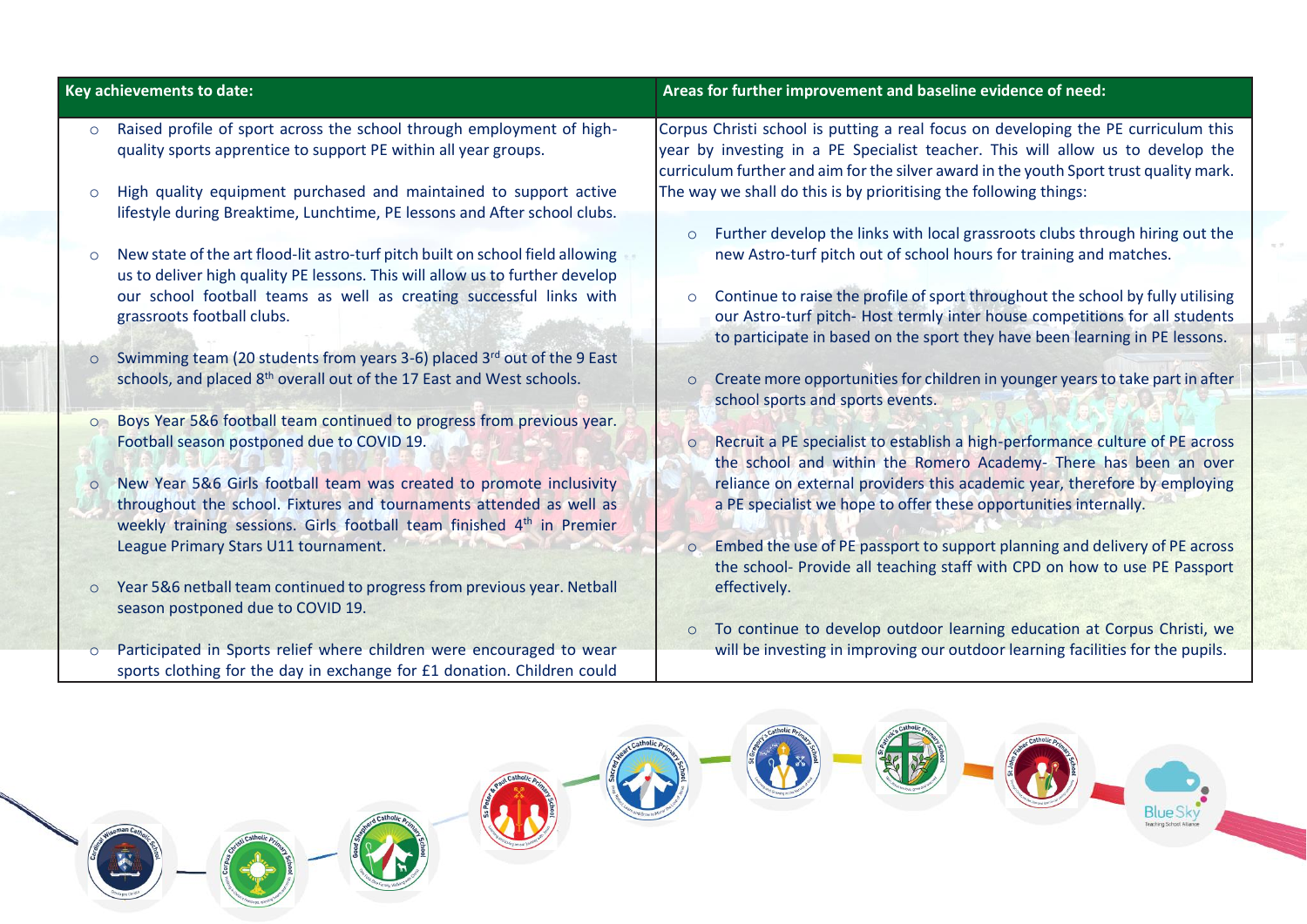| Key achievements to date: | Areas for further improvement and baseline evidence of need: |
|---|---|
| <ul><li>Raised profile of sport across the school through employment of high-quality sports apprentice to support PE within all year groups.</li><li>High quality equipment purchased and maintained to support active lifestyle during Breaktime, Lunchtime, PE lessons and After school clubs.</li><li>New state of the art flood-lit astro-turf pitch built on school field allowing us to deliver high quality PE lessons. This will allow us to further develop our school football teams as well as creating successful links with grassroots football clubs.</li><li>Swimming team (20 students from years 3-6) placed 3rd out of the 9 East schools, and placed 8th overall out of the 17 East and West schools.</li><li>Boys Year 5&6 football team continued to progress from previous year. Football season postponed due to COVID 19.</li><li>New Year 5&6 Girls football team was created to promote inclusivity throughout the school. Fixtures and tournaments attended as well as weekly training sessions. Girls football team finished 4th in Premier League Primary Stars U11 tournament.</li><li>Year 5&6 netball team continued to progress from previous year. Netball season postponed due to COVID 19.</li><li>Participated in Sports relief where children were encouraged to wear sports clothing for the day in exchange for £1 donation. Children could</li></ul> | Corpus Christi school is putting a real focus on developing the PE curriculum this year by investing in a PE Specialist teacher. This will allow us to develop the curriculum further and aim for the silver award in the youth Sport trust quality mark. The way we shall do this is by prioritising the following things:<ul><li>Further develop the links with local grassroots clubs through hiring out the new Astro-turf pitch out of school hours for training and matches.</li><li>Continue to raise the profile of sport throughout the school by fully utilising our Astro-turf pitch- Host termly inter house competitions for all students to participate in based on the sport they have been learning in PE lessons.</li><li>Create more opportunities for children in younger years to take part in after school sports and sports events.</li><li>Recruit a PE specialist to establish a high-performance culture of PE across the school and within the Romero Academy- There has been an over reliance on external providers this academic year, therefore by employing a PE specialist we hope to offer these opportunities internally.</li><li>Embed the use of PE passport to support planning and delivery of PE across the school- Provide all teaching staff with CPD on how to use PE Passport effectively.</li><li>To continue to develop outdoor learning education at Corpus Christi, we will be investing in improving our outdoor learning facilities for the pupils.</li></ul> |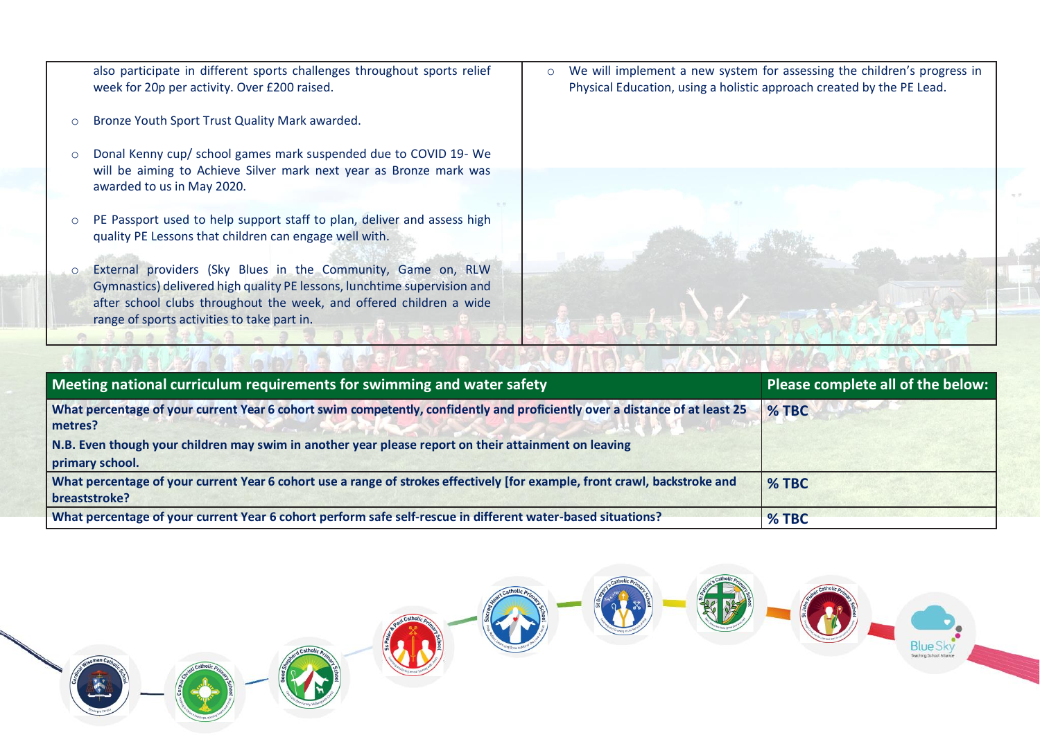| | |
|---|---|
| also participate in different sports challenges throughout sports relief week for 20p per activity. Over £200 raised.<br><br>- Bronze Youth Sport Trust Quality Mark awarded.<br>- Donal Kenny cup/ school games mark suspended due to COVID 19- We will be aiming to Achieve Silver mark next year as Bronze mark was awarded to us in May 2020.<br>- PE Passport used to help support staff to plan, deliver and assess high quality PE Lessons that children can engage well with.<br>- External providers (Sky Blues in the Community, Game on, RLW Gymnastics) delivered high quality PE lessons, lunchtime supervision and after school clubs throughout the week, and offered children a wide range of sports activities to take part in. | - We will implement a new system for assessing the children's progress in Physical Education, using a holistic approach created by the PE Lead. |

| Meeting national curriculum requirements for swimming and water safety | Please complete all of the below: |
|---|---|
| **What percentage of your current Year 6 cohort swim competently, confidently and proficiently over a distance of at least 25 metres?**<br>**N.B. Even though your children may swim in another year please report on their attainment on leaving primary school.** | **% TBC** |
| **What percentage of your current Year 6 cohort use a range of strokes effectively [for example, front crawl, backstroke and breaststroke?** | **% TBC** |
| **What percentage of your current Year 6 cohort perform safe self-rescue in different water-based situations?** | **% TBC** |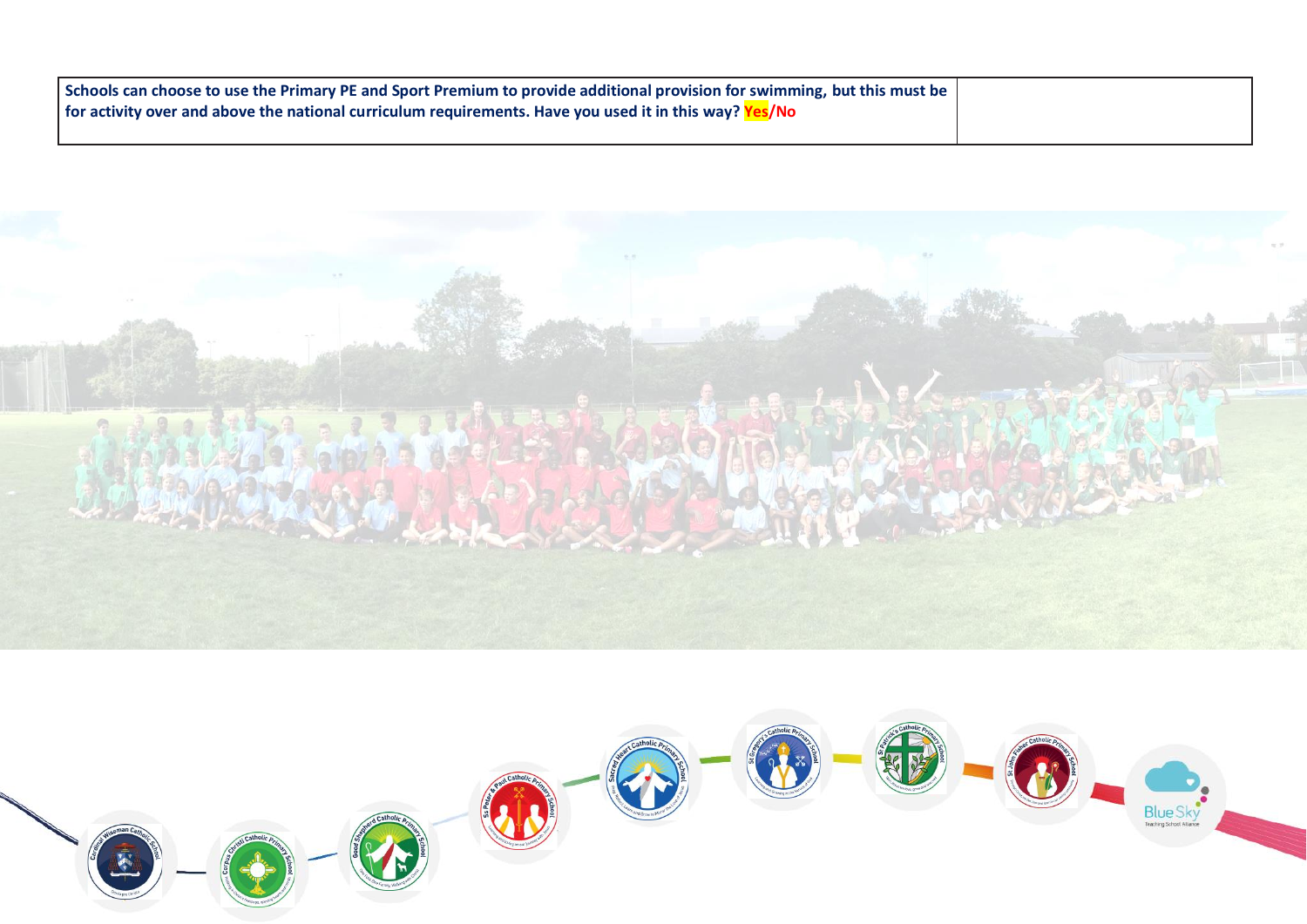| Schools can choose to use the Primary PE and Sport Premium to provide additional provision for swimming, but this must be for activity over and above the national curriculum requirements. Have you used it in this way? **Yes**/No | |
|---|---|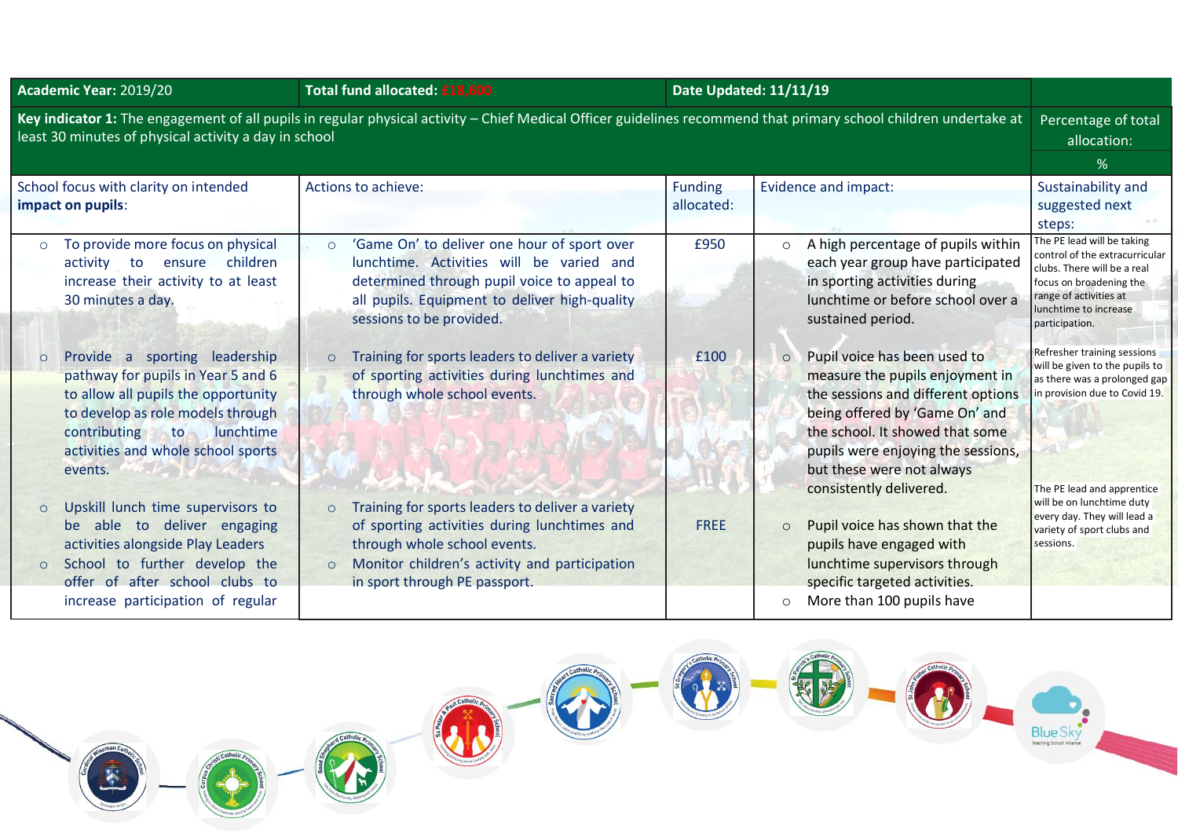| Academic Year: 2019/20 | Total fund allocated: £18,600 | Date Updated: 11/11/19 | | |
|---|---|---|---|---|
| **Key indicator 1:** The engagement of all pupils in regular physical activity – Chief Medical Officer guidelines recommend that primary school children undertake at least 30 minutes of physical activity a day in school | | | | Percentage of total allocation: % |
| School focus with clarity on intended **impact on pupils**: | Actions to achieve: | Funding allocated: | Evidence and impact: | Sustainability and suggested next steps: |
| ○ To provide more focus on physical activity to ensure children increase their activity to at least 30 minutes a day. | ○ 'Game On' to deliver one hour of sport over lunchtime. Activities will be varied and determined through pupil voice to appeal to all pupils. Equipment to deliver high-quality sessions to be provided. | £950 | ○ A high percentage of pupils within each year group have participated in sporting activities during lunchtime or before school over a sustained period. | The PE lead will be taking control of the extracurricular clubs. There will be a real focus on broadening the range of activities at lunchtime to increase participation. |
| ○ Provide a sporting leadership pathway for pupils in Year 5 and 6 to allow all pupils the opportunity to develop as role models through contributing to lunchtime activities and whole school sports events. | ○ Training for sports leaders to deliver a variety of sporting activities during lunchtimes and through whole school events. | £100 | ○ Pupil voice has been used to measure the pupils enjoyment in the sessions and different options being offered by 'Game On' and the school. It showed that some pupils were enjoying the sessions, but these were not always consistently delivered. | Refresher training sessions will be given to the pupils to as there was a prolonged gap in provision due to Covid 19. |
| ○ Upskill lunch time supervisors to be able to deliver engaging activities alongside Play Leaders<br>○ School to further develop the offer of after school clubs to increase participation of regular | ○ Training for sports leaders to deliver a variety of sporting activities during lunchtimes and through whole school events.<br>○ Monitor children's activity and participation in sport through PE passport. | FREE | ○ Pupil voice has shown that the pupils have engaged with lunchtime supervisors through specific targeted activities.<br>○ More than 100 pupils have | The PE lead and apprentice will be on lunchtime duty every day. They will lead a variety of sport clubs and sessions. |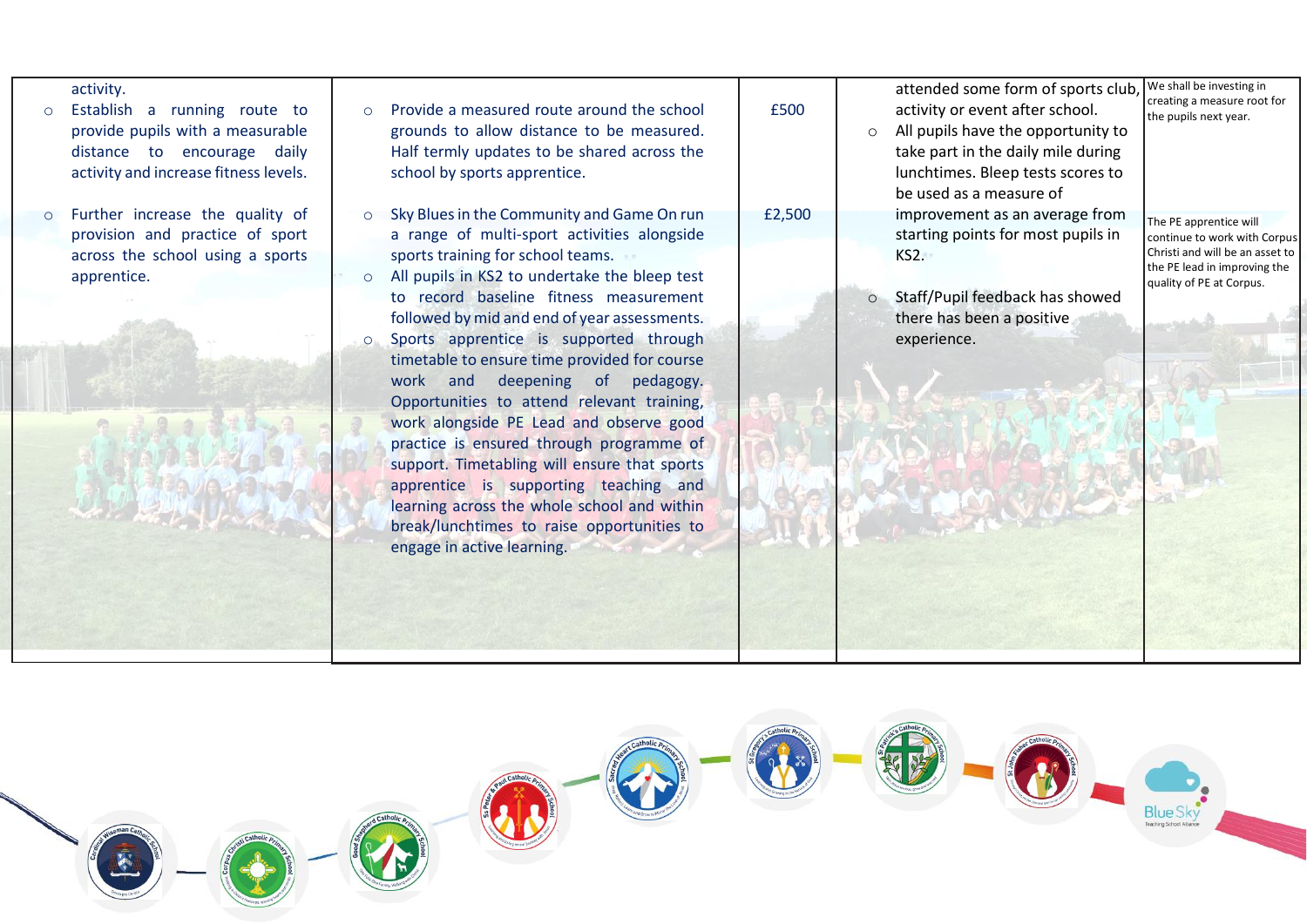| | | | | |
|---|---|---|---|---|
| activity.<br>○ Establish a running route to provide pupils with a measurable distance to encourage daily activity and increase fitness levels.<br><br>○ Further increase the quality of provision and practice of sport across the school using a sports apprentice. | ○ Provide a measured route around the school grounds to allow distance to be measured. Half termly updates to be shared across the school by sports apprentice.<br><br>○ Sky Blues in the Community and Game On run a range of multi-sport activities alongside sports training for school teams.<br>○ All pupils in KS2 to undertake the bleep test to record baseline fitness measurement followed by mid and end of year assessments.<br>○ Sports apprentice is supported through timetable to ensure time provided for course work and deepening of pedagogy. Opportunities to attend relevant training, work alongside PE Lead and observe good practice is ensured through programme of support. Timetabling will ensure that sports apprentice is supporting teaching and learning across the whole school and within break/lunchtimes to raise opportunities to engage in active learning. | £500<br><br><br><br>£2,500 | attended some form of sports club, activity or event after school.<br>○ All pupils have the opportunity to take part in the daily mile during lunchtimes. Bleep tests scores to be used as a measure of improvement as an average from starting points for most pupils in KS2.<br><br>○ Staff/Pupil feedback has showed there has been a positive experience. | We shall be investing in creating a measure root for the pupils next year.<br><br>The PE apprentice will continue to work with Corpus Christi and will be an asset to the PE lead in improving the quality of PE at Corpus. |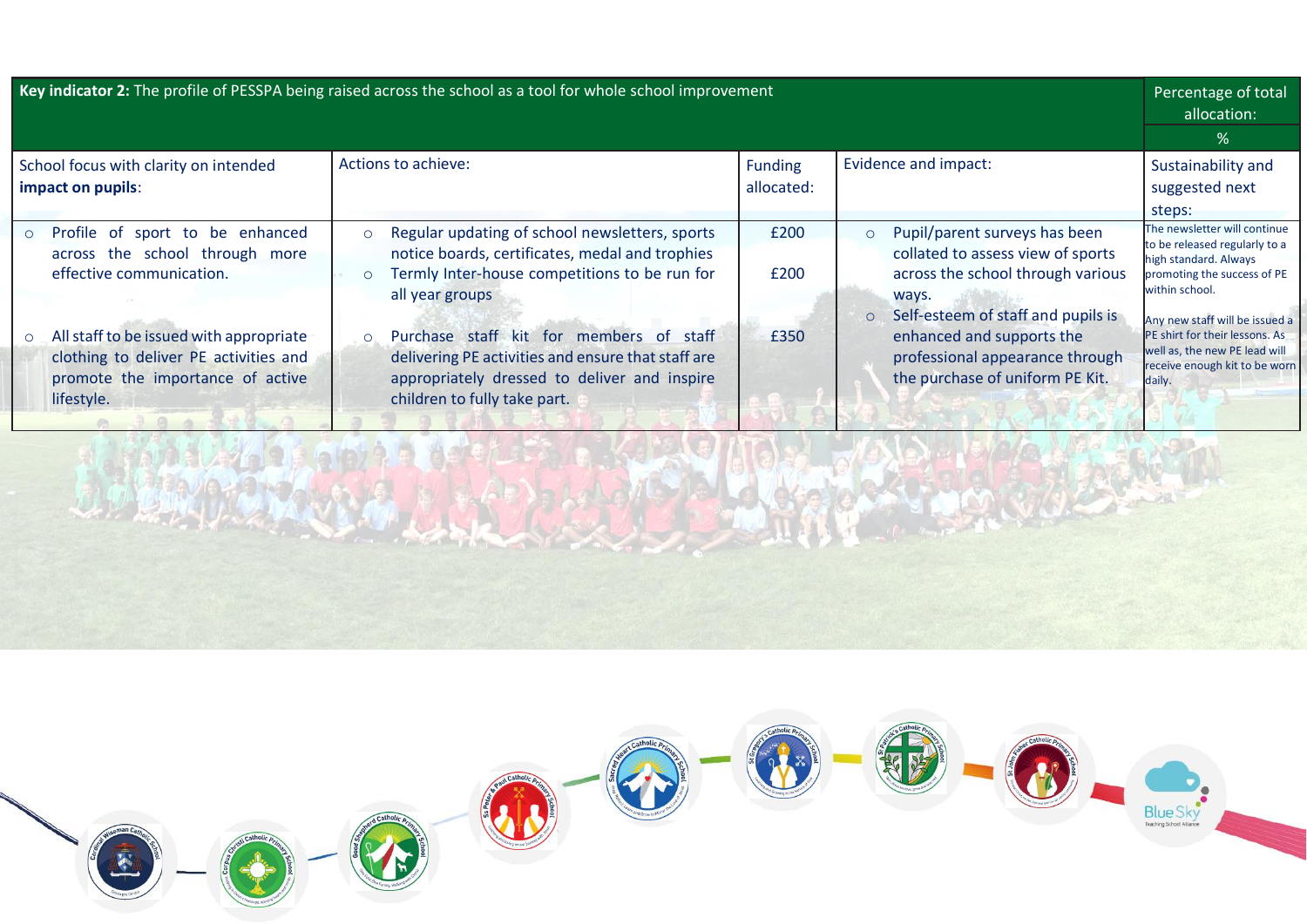| **Key indicator 2:** The profile of PESSPA being raised across the school as a tool for whole school improvement | | | | Percentage of total allocation: |
|---|---|---|---|---|
| | | | | % |
| School focus with clarity on intended **impact on pupils**: | Actions to achieve: | Funding allocated: | Evidence and impact: | Sustainability and suggested next steps: |
| ○ Profile of sport to be enhanced across the school through more effective communication.<br><br>○ All staff to be issued with appropriate clothing to deliver PE activities and promote the importance of active lifestyle. | ○ Regular updating of school newsletters, sports notice boards, certificates, medal and trophies<br>○ Termly Inter-house competitions to be run for all year groups<br><br>○ Purchase staff kit for members of staff delivering PE activities and ensure that staff are appropriately dressed to deliver and inspire children to fully take part. | £200<br><br>£200<br><br>£350 | ○ Pupil/parent surveys has been collated to assess view of sports across the school through various ways.<br>○ Self-esteem of staff and pupils is enhanced and supports the professional appearance through the purchase of uniform PE Kit. | The newsletter will continue to be released regularly to a high standard. Always promoting the success of PE within school.<br><br>Any new staff will be issued a PE shirt for their lessons. As well as, the new PE lead will receive enough kit to be worn daily. |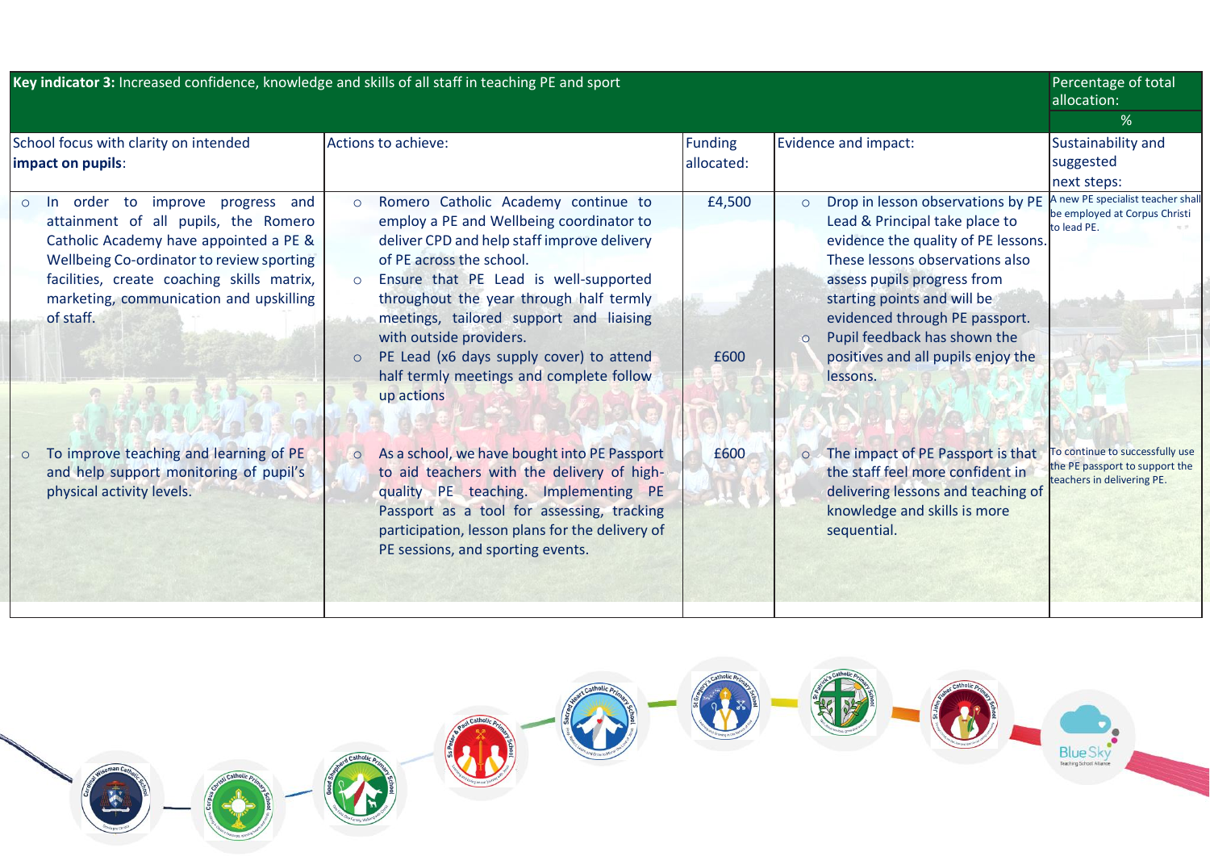| **Key indicator 3:** Increased confidence, knowledge and skills of all staff in teaching PE and sport | | | | Percentage of total allocation: |
|---|---|---|---|---|
| | | | | % |
| School focus with clarity on intended **impact on pupils**: | Actions to achieve: | Funding allocated: | Evidence and impact: | Sustainability and suggested next steps: |
| In order to improve progress and attainment of all pupils, the Romero Catholic Academy have appointed a PE & Wellbeing Co-ordinator to review sporting facilities, create coaching skills matrix, marketing, communication and upskilling of staff. | Romero Catholic Academy continue to employ a PE and Wellbeing coordinator to deliver CPD and help staff improve delivery of PE across the school.<br>Ensure that PE Lead is well-supported throughout the year through half termly meetings, tailored support and liaising with outside providers.<br>PE Lead (x6 days supply cover) to attend half termly meetings and complete follow up actions | £4,500<br><br><br><br><br>£600 | Drop in lesson observations by PE Lead & Principal take place to evidence the quality of PE lessons. These lessons observations also assess pupils progress from starting points and will be evidenced through PE passport.<br>Pupil feedback has shown the positives and all pupils enjoy the lessons. | A new PE specialist teacher shall be employed at Corpus Christi to lead PE. |
| To improve teaching and learning of PE and help support monitoring of pupil's physical activity levels. | As a school, we have bought into PE Passport to aid teachers with the delivery of high-quality PE teaching. Implementing PE Passport as a tool for assessing, tracking participation, lesson plans for the delivery of PE sessions, and sporting events. | £600 | The impact of PE Passport is that the staff feel more confident in delivering lessons and teaching of knowledge and skills is more sequential. | To continue to successfully use the PE passport to support the teachers in delivering PE. |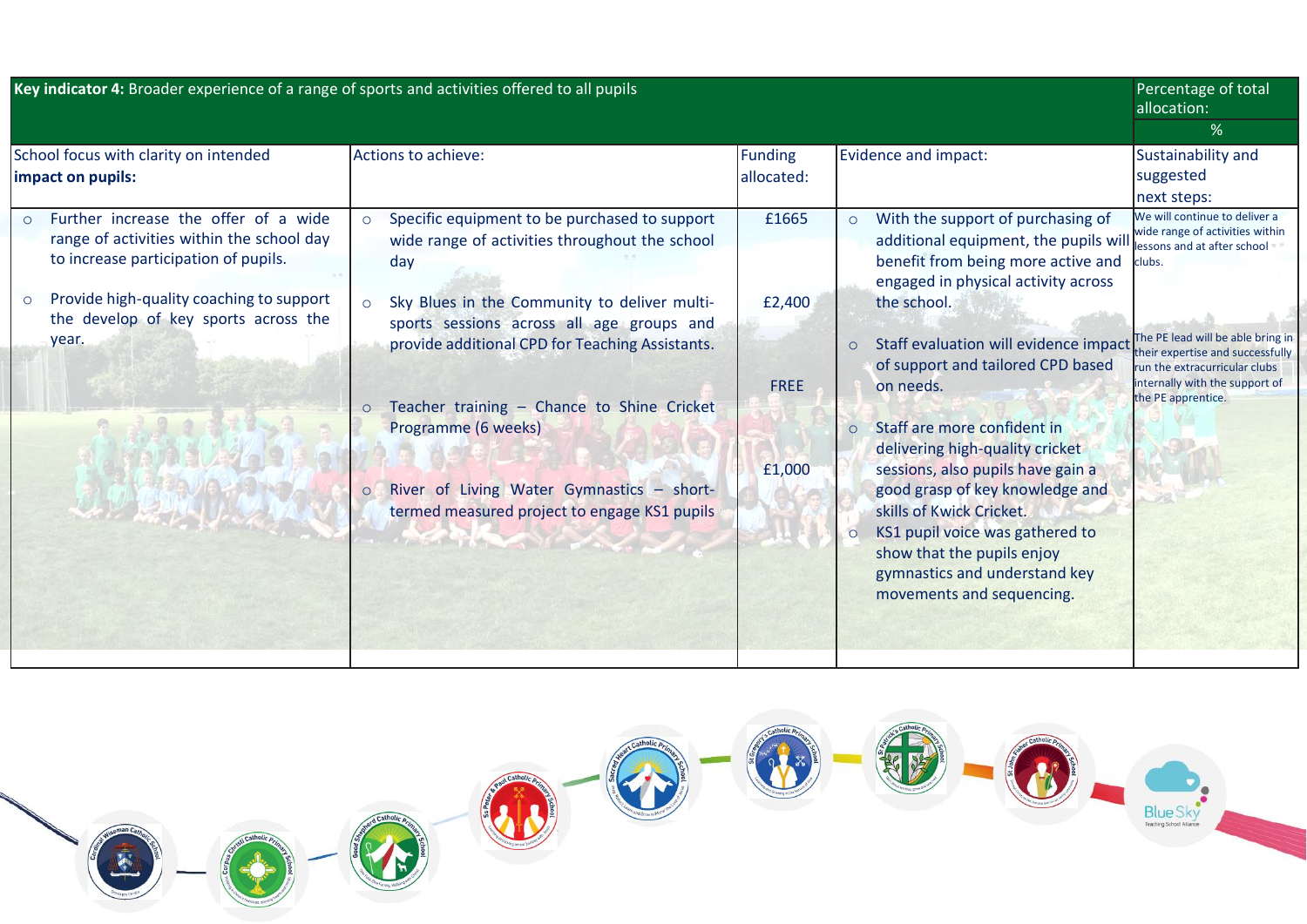| **Key indicator 4:** Broader experience of a range of sports and activities offered to all pupils | | | | Percentage of total allocation: |
|---|---|---|---|---|
| | | | | % |
| School focus with clarity on intended **impact on pupils:** | Actions to achieve: | Funding allocated: | Evidence and impact: | Sustainability and suggested next steps: |
| ○ Further increase the offer of a wide range of activities within the school day to increase participation of pupils.<br><br>○ Provide high-quality coaching to support the develop of key sports across the year. | ○ Specific equipment to be purchased to support wide range of activities throughout the school day<br><br>○ Sky Blues in the Community to deliver multi-sports sessions across all age groups and provide additional CPD for Teaching Assistants.<br><br>○ Teacher training – Chance to Shine Cricket Programme (6 weeks)<br><br>○ River of Living Water Gymnastics – short-termed measured project to engage KS1 pupils | £1665<br><br>£2,400<br><br>FREE<br><br>£1,000 | ○ With the support of purchasing of additional equipment, the pupils will benefit from being more active and engaged in physical activity across the school.<br><br>○ Staff evaluation will evidence impact of support and tailored CPD based on needs.<br><br>○ Staff are more confident in delivering high-quality cricket sessions, also pupils have gain a good grasp of key knowledge and skills of Kwick Cricket.<br>○ KS1 pupil voice was gathered to show that the pupils enjoy gymnastics and understand key movements and sequencing. | We will continue to deliver a wide range of activities within lessons and at after school clubs.<br><br>The PE lead will be able bring in their expertise and successfully run the extracurricular clubs internally with the support of the PE apprentice. |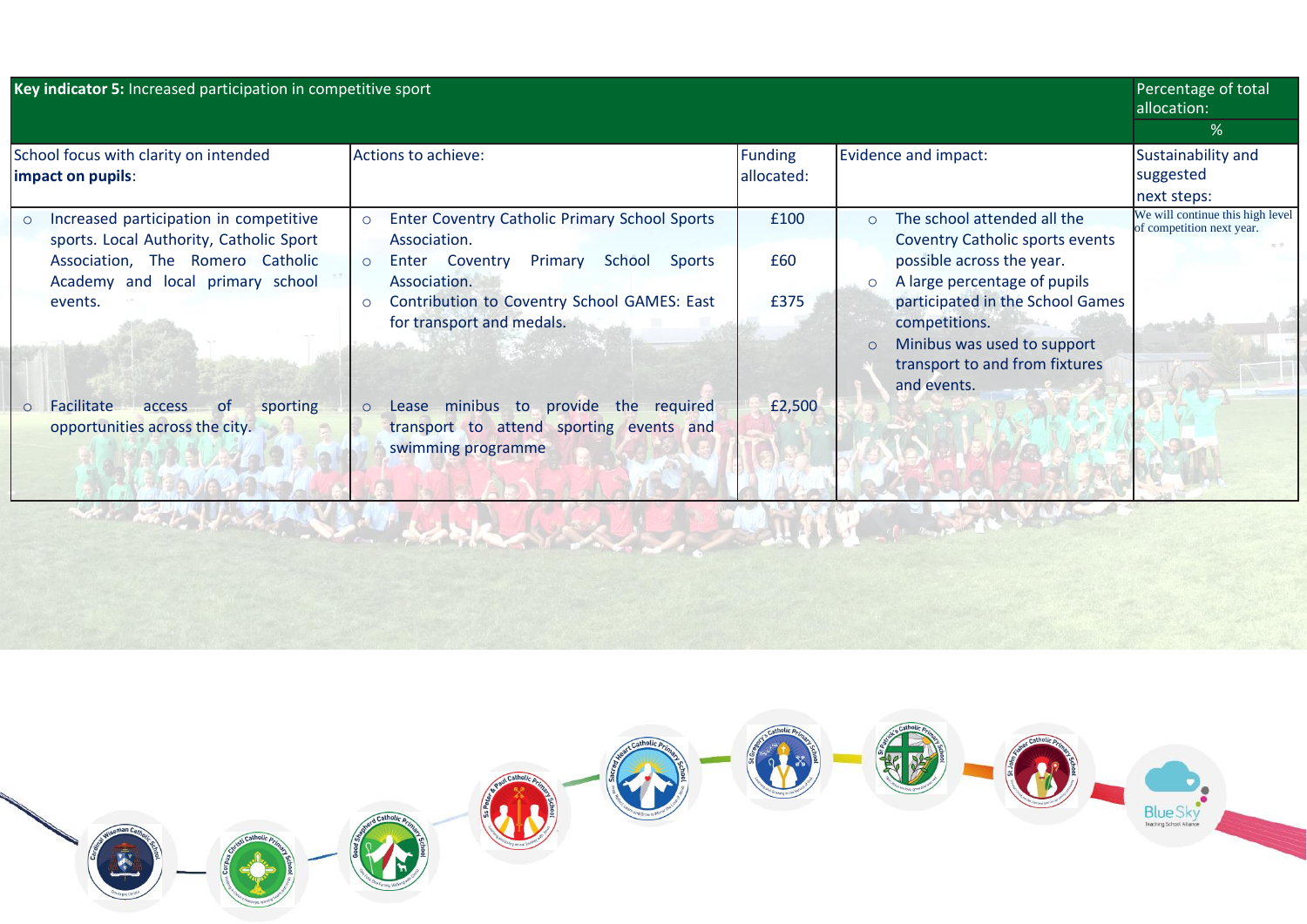| Key indicator 5: Increased participation in competitive sport | | | | Percentage of total allocation: |
|---|---|---|---|---|
| | | | | % |
| School focus with clarity on intended **impact on pupils**: | Actions to achieve: | Funding allocated: | Evidence and impact: | Sustainability and suggested next steps: |
| ○ Increased participation in competitive sports. Local Authority, Catholic Sport Association, The Romero Catholic Academy and local primary school events. | ○ Enter Coventry Catholic Primary School Sports Association.<br>○ Enter Coventry Primary School Sports Association.<br>○ Contribution to Coventry School GAMES: East for transport and medals. | £100<br><br>£60<br><br>£375 | ○ The school attended all the Coventry Catholic sports events possible across the year.<br>○ A large percentage of pupils participated in the School Games competitions.<br>○ Minibus was used to support transport to and from fixtures and events. | We will continue this high level of competition next year. |
| ○ Facilitate access of sporting opportunities across the city. | ○ Lease minibus to provide the required transport to attend sporting events and swimming programme | £2,500 | | |